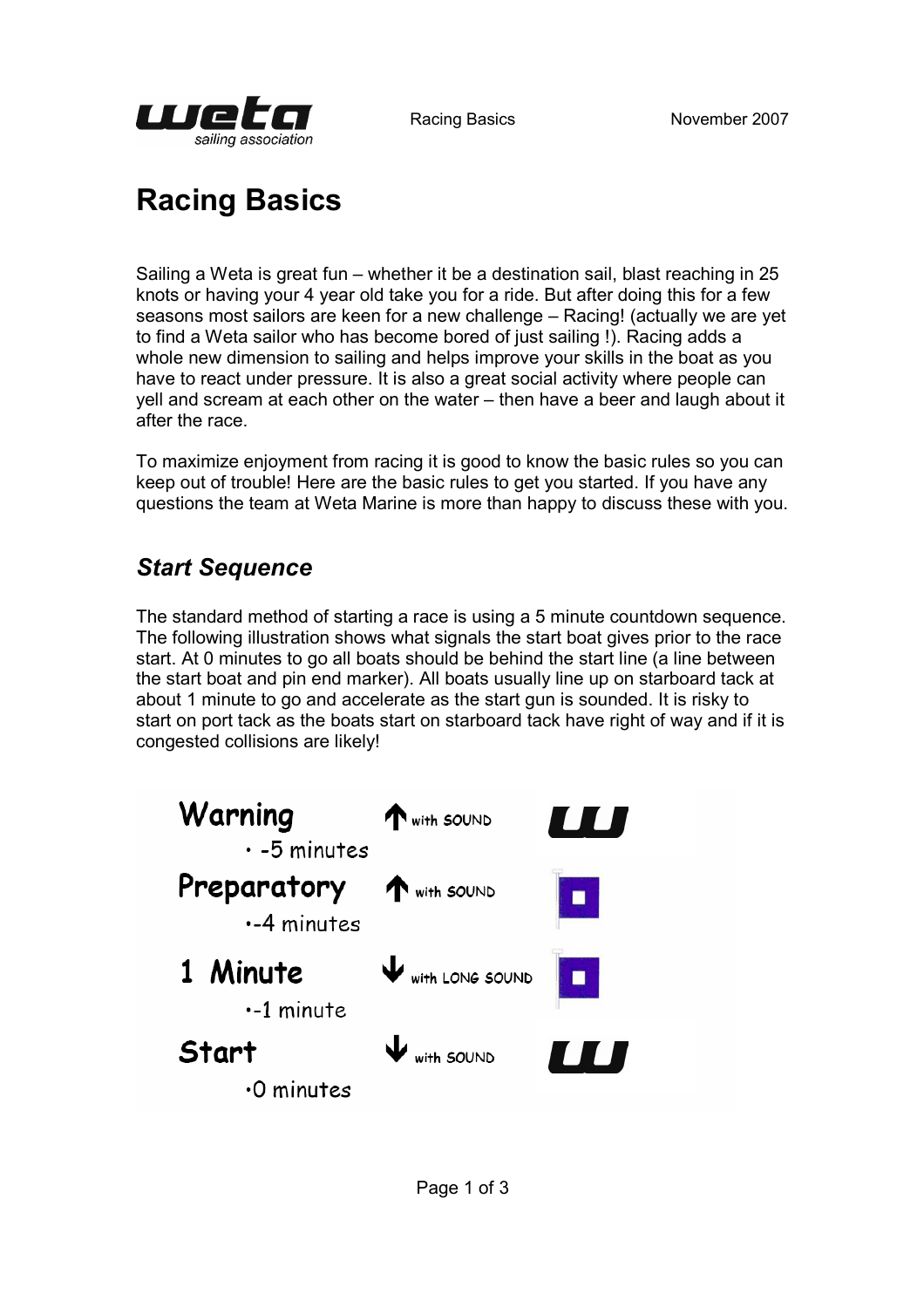# Racing Basics

Sailing a Weta is great fun – whether it be a destination sail, blast reaching in 25 knots or having your 4 year old take you for a ride. But after doing this for a few seasons most sailors are keen for a new challenge – Racing! (actually we are yet to find a Weta sailor who has become bored of just sailing !). Racing adds a whole new dimension to sailing and helps improve your skills in the boat as you have to react under pressure. It is also a great social activity where people can yell and scream at each other on the water – then have a beer and laugh about it after the race.

To maximize enjoyment from racing it is good to know the basic rules so you can keep out of trouble! Here are the basic rules to get you started. If you have any questions the team at Weta Marine is more than happy to discuss these with you.

## *Start Sequence*

The standard method of starting a race is using a 5 minute countdown sequence. The following illustration shows what signals the start boat gives prior to the race start. At 0 minutes to go all boats should be behind the start line (a line between the start boat and pin end marker). All boats usually line up on starboard tack at about 1 minute to go and accelerate as the start gun is sounded. It is risky to start on port tack as the boats start on starboard tack have right of way and if it is congested collisions are likely!

**Warning**
- -5 minutes

↑ with SOUND

**Preparatory**
- -4 minutes

↑ with SOUND

**1 Minute**
- -1 minute

↓ with LONG SOUND

**Start**
- 0 minutes

↓ with SOUND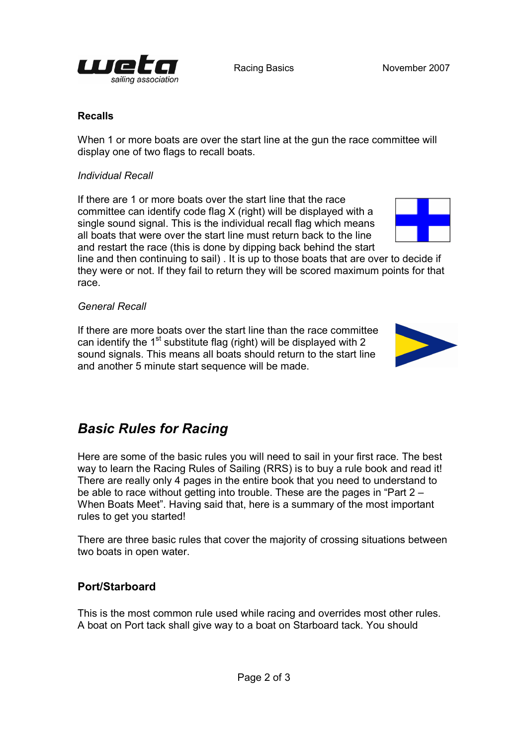### Recalls

When 1 or more boats are over the start line at the gun the race committee will display one of two flags to recall boats.

*Individual Recall*

If there are 1 or more boats over the start line that the race committee can identify code flag X (right) will be displayed with a single sound signal. This is the individual recall flag which means all boats that were over the start line must return back to the line and restart the race (this is done by dipping back behind the start line and then continuing to sail) . It is up to those boats that are over to decide if they were or not. If they fail to return they will be scored maximum points for that race.

*General Recall*

If there are more boats over the start line than the race committee can identify the 1st substitute flag (right) will be displayed with 2 sound signals. This means all boats should return to the start line and another 5 minute start sequence will be made.

## *Basic Rules for Racing*

Here are some of the basic rules you will need to sail in your first race. The best way to learn the Racing Rules of Sailing (RRS) is to buy a rule book and read it! There are really only 4 pages in the entire book that you need to understand to be able to race without getting into trouble. These are the pages in "Part 2 – When Boats Meet". Having said that, here is a summary of the most important rules to get you started!

There are three basic rules that cover the majority of crossing situations between two boats in open water.

### Port/Starboard

This is the most common rule used while racing and overrides most other rules. A boat on Port tack shall give way to a boat on Starboard tack. You should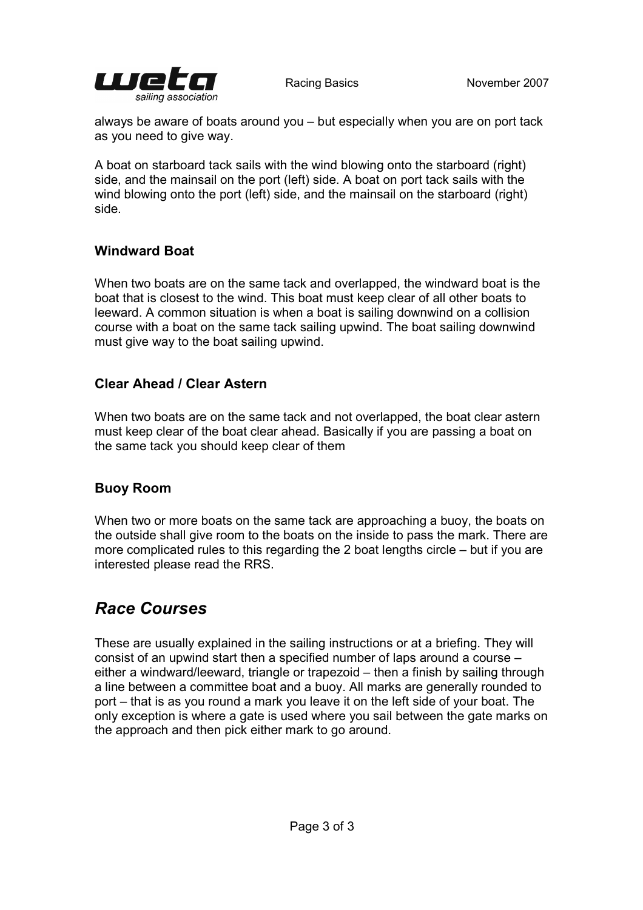always be aware of boats around you – but especially when you are on port tack as you need to give way.

A boat on starboard tack sails with the wind blowing onto the starboard (right) side, and the mainsail on the port (left) side. A boat on port tack sails with the wind blowing onto the port (left) side, and the mainsail on the starboard (right) side.

### Windward Boat

When two boats are on the same tack and overlapped, the windward boat is the boat that is closest to the wind. This boat must keep clear of all other boats to leeward. A common situation is when a boat is sailing downwind on a collision course with a boat on the same tack sailing upwind. The boat sailing downwind must give way to the boat sailing upwind.

### Clear Ahead / Clear Astern

When two boats are on the same tack and not overlapped, the boat clear astern must keep clear of the boat clear ahead. Basically if you are passing a boat on the same tack you should keep clear of them

### Buoy Room

When two or more boats on the same tack are approaching a buoy, the boats on the outside shall give room to the boats on the inside to pass the mark. There are more complicated rules to this regarding the 2 boat lengths circle – but if you are interested please read the RRS.

## *Race Courses*

These are usually explained in the sailing instructions or at a briefing. They will consist of an upwind start then a specified number of laps around a course – either a windward/leeward, triangle or trapezoid – then a finish by sailing through a line between a committee boat and a buoy. All marks are generally rounded to port – that is as you round a mark you leave it on the left side of your boat. The only exception is where a gate is used where you sail between the gate marks on the approach and then pick either mark to go around.